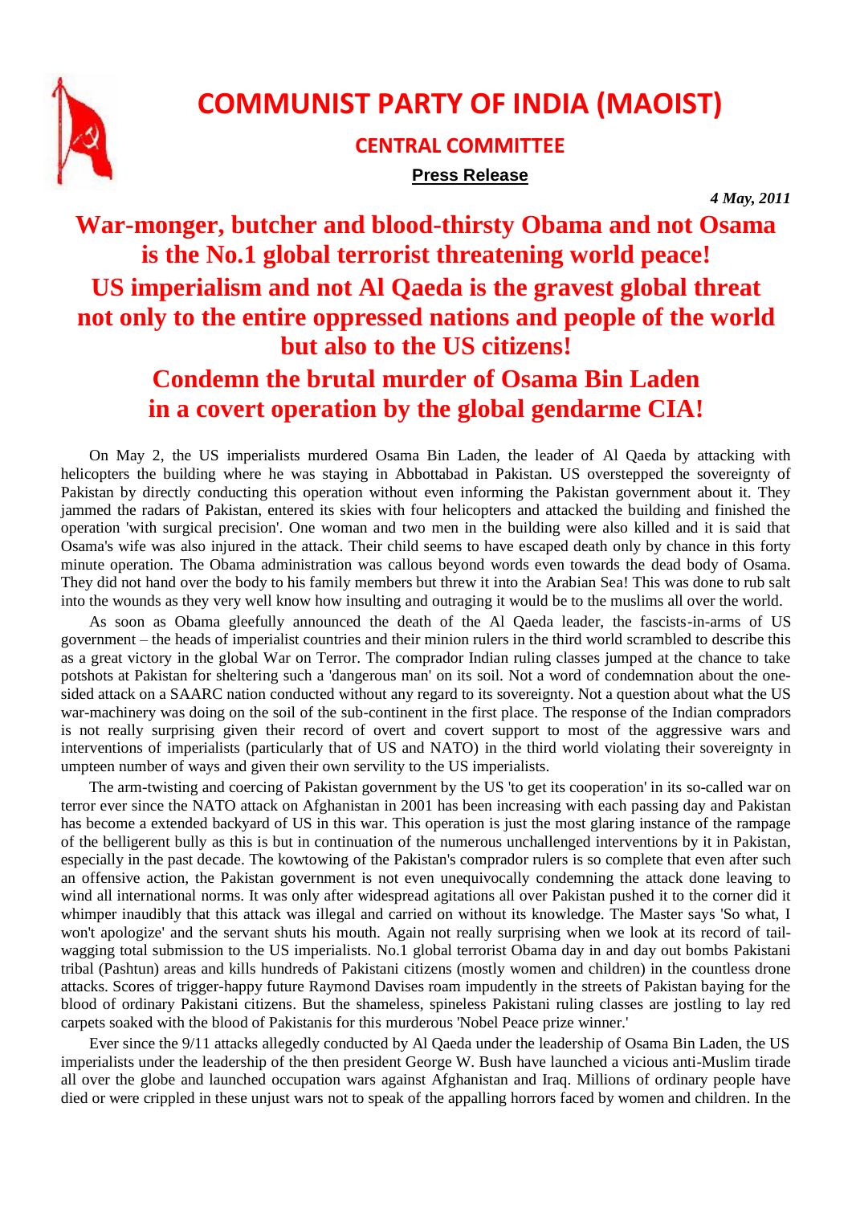# COMMUNIST PARTY OF INDIA (MAOIST)

## CENTRAL COMMITTEE

**Press Release**

*4 May, 2011*

## War-monger, butcher and blood-thirsty Obama and not Osama is the No.1 global terrorist threatening world peace!
## US imperialism and not Al Qaeda is the gravest global threat not only to the entire oppressed nations and people of the world but also to the US citizens!
## Condemn the brutal murder of Osama Bin Laden in a covert operation by the global gendarme CIA!

On May 2, the US imperialists murdered Osama Bin Laden, the leader of Al Qaeda by attacking with helicopters the building where he was staying in Abbottabad in Pakistan. US overstepped the sovereignty of Pakistan by directly conducting this operation without even informing the Pakistan government about it. They jammed the radars of Pakistan, entered its skies with four helicopters and attacked the building and finished the operation 'with surgical precision'. One woman and two men in the building were also killed and it is said that Osama's wife was also injured in the attack. Their child seems to have escaped death only by chance in this forty minute operation. The Obama administration was callous beyond words even towards the dead body of Osama. They did not hand over the body to his family members but threw it into the Arabian Sea! This was done to rub salt into the wounds as they very well know how insulting and outraging it would be to the muslims all over the world.

As soon as Obama gleefully announced the death of the Al Qaeda leader, the fascists-in-arms of US government – the heads of imperialist countries and their minion rulers in the third world scrambled to describe this as a great victory in the global War on Terror. The comprador Indian ruling classes jumped at the chance to take potshots at Pakistan for sheltering such a 'dangerous man' on its soil. Not a word of condemnation about the one-sided attack on a SAARC nation conducted without any regard to its sovereignty. Not a question about what the US war-machinery was doing on the soil of the sub-continent in the first place. The response of the Indian compradors is not really surprising given their record of overt and covert support to most of the aggressive wars and interventions of imperialists (particularly that of US and NATO) in the third world violating their sovereignty in umpteen number of ways and given their own servility to the US imperialists.

The arm-twisting and coercing of Pakistan government by the US 'to get its cooperation' in its so-called war on terror ever since the NATO attack on Afghanistan in 2001 has been increasing with each passing day and Pakistan has become a extended backyard of US in this war. This operation is just the most glaring instance of the rampage of the belligerent bully as this is but in continuation of the numerous unchallenged interventions by it in Pakistan, especially in the past decade. The kowtowing of the Pakistan's comprador rulers is so complete that even after such an offensive action, the Pakistan government is not even unequivocally condemning the attack done leaving to wind all international norms. It was only after widespread agitations all over Pakistan pushed it to the corner did it whimper inaudibly that this attack was illegal and carried on without its knowledge. The Master says 'So what, I won't apologize' and the servant shuts his mouth. Again not really surprising when we look at its record of tail-wagging total submission to the US imperialists. No.1 global terrorist Obama day in and day out bombs Pakistani tribal (Pashtun) areas and kills hundreds of Pakistani citizens (mostly women and children) in the countless drone attacks. Scores of trigger-happy future Raymond Davises roam impudently in the streets of Pakistan baying for the blood of ordinary Pakistani citizens. But the shameless, spineless Pakistani ruling classes are jostling to lay red carpets soaked with the blood of Pakistanis for this murderous 'Nobel Peace prize winner.'

Ever since the 9/11 attacks allegedly conducted by Al Qaeda under the leadership of Osama Bin Laden, the US imperialists under the leadership of the then president George W. Bush have launched a vicious anti-Muslim tirade all over the globe and launched occupation wars against Afghanistan and Iraq. Millions of ordinary people have died or were crippled in these unjust wars not to speak of the appalling horrors faced by women and children. In the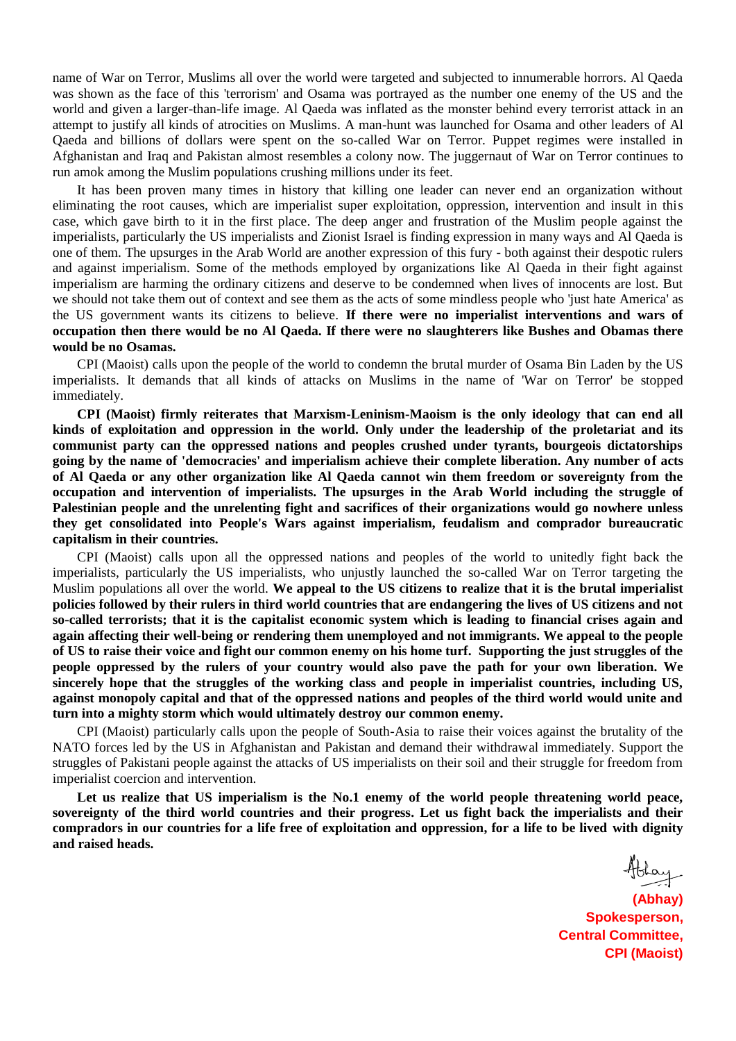name of War on Terror, Muslims all over the world were targeted and subjected to innumerable horrors. Al Qaeda was shown as the face of this 'terrorism' and Osama was portrayed as the number one enemy of the US and the world and given a larger-than-life image. Al Qaeda was inflated as the monster behind every terrorist attack in an attempt to justify all kinds of atrocities on Muslims. A man-hunt was launched for Osama and other leaders of Al Qaeda and billions of dollars were spent on the so-called War on Terror. Puppet regimes were installed in Afghanistan and Iraq and Pakistan almost resembles a colony now. The juggernaut of War on Terror continues to run amok among the Muslim populations crushing millions under its feet.

It has been proven many times in history that killing one leader can never end an organization without eliminating the root causes, which are imperialist super exploitation, oppression, intervention and insult in this case, which gave birth to it in the first place. The deep anger and frustration of the Muslim people against the imperialists, particularly the US imperialists and Zionist Israel is finding expression in many ways and Al Qaeda is one of them. The upsurges in the Arab World are another expression of this fury - both against their despotic rulers and against imperialism. Some of the methods employed by organizations like Al Qaeda in their fight against imperialism are harming the ordinary citizens and deserve to be condemned when lives of innocents are lost. But we should not take them out of context and see them as the acts of some mindless people who 'just hate America' as the US government wants its citizens to believe. **If there were no imperialist interventions and wars of occupation then there would be no Al Qaeda. If there were no slaughterers like Bushes and Obamas there would be no Osamas.**

CPI (Maoist) calls upon the people of the world to condemn the brutal murder of Osama Bin Laden by the US imperialists. It demands that all kinds of attacks on Muslims in the name of 'War on Terror' be stopped immediately.

**CPI (Maoist) firmly reiterates that Marxism-Leninism-Maoism is the only ideology that can end all kinds of exploitation and oppression in the world. Only under the leadership of the proletariat and its communist party can the oppressed nations and peoples crushed under tyrants, bourgeois dictatorships going by the name of 'democracies' and imperialism achieve their complete liberation. Any number of acts of Al Qaeda or any other organization like Al Qaeda cannot win them freedom or sovereignty from the occupation and intervention of imperialists. The upsurges in the Arab World including the struggle of Palestinian people and the unrelenting fight and sacrifices of their organizations would go nowhere unless they get consolidated into People's Wars against imperialism, feudalism and comprador bureaucratic capitalism in their countries.**

CPI (Maoist) calls upon all the oppressed nations and peoples of the world to unitedly fight back the imperialists, particularly the US imperialists, who unjustly launched the so-called War on Terror targeting the Muslim populations all over the world. **We appeal to the US citizens to realize that it is the brutal imperialist policies followed by their rulers in third world countries that are endangering the lives of US citizens and not so-called terrorists; that it is the capitalist economic system which is leading to financial crises again and again affecting their well-being or rendering them unemployed and not immigrants. We appeal to the people of US to raise their voice and fight our common enemy on his home turf. Supporting the just struggles of the people oppressed by the rulers of your country would also pave the path for your own liberation. We sincerely hope that the struggles of the working class and people in imperialist countries, including US, against monopoly capital and that of the oppressed nations and peoples of the third world would unite and turn into a mighty storm which would ultimately destroy our common enemy.**

CPI (Maoist) particularly calls upon the people of South-Asia to raise their voices against the brutality of the NATO forces led by the US in Afghanistan and Pakistan and demand their withdrawal immediately. Support the struggles of Pakistani people against the attacks of US imperialists on their soil and their struggle for freedom from imperialist coercion and intervention.

**Let us realize that US imperialism is the No.1 enemy of the world people threatening world peace, sovereignty of the third world countries and their progress. Let us fight back the imperialists and their compradors in our countries for a life free of exploitation and oppression, for a life to be lived with dignity and raised heads.**

Abhay

**(Abhay)**
**Spokesperson,**
**Central Committee,**
**CPI (Maoist)**